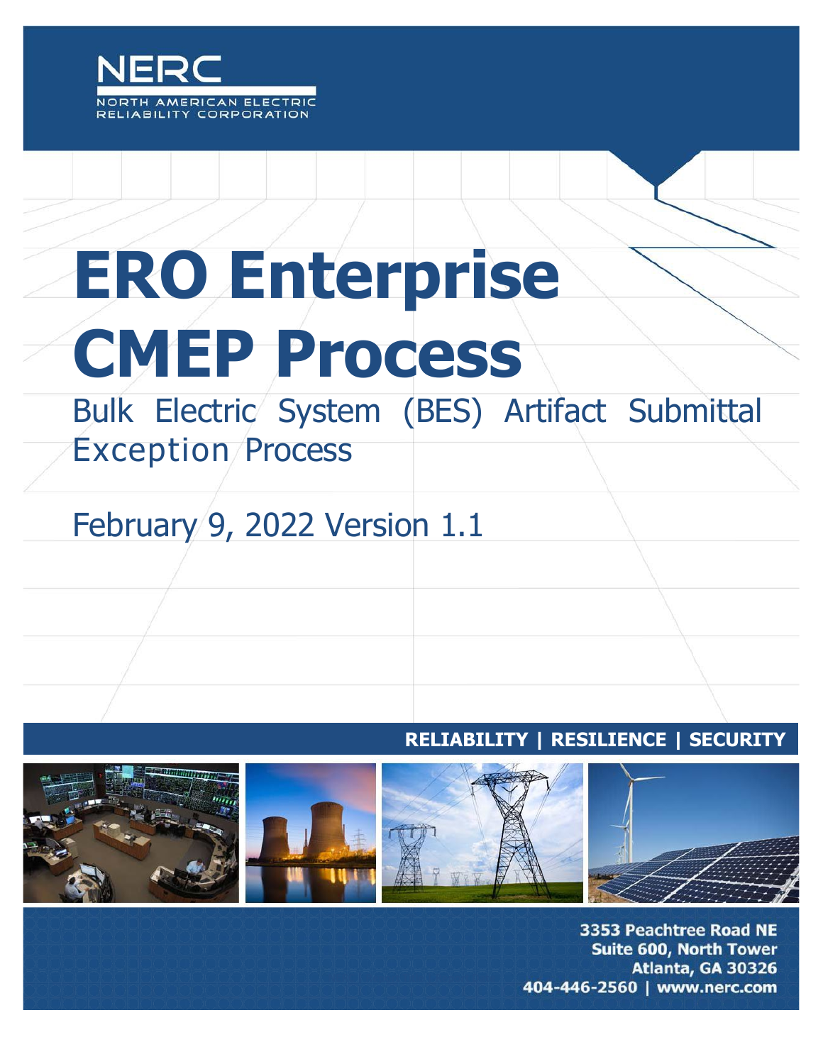NERC

NORTH AMERICAN ELECTRIC RELIABILITY CORPORATION

# ERO Enterprise CMEP Process

## Bulk Electric System (BES) Artifact Submittal Exception Process

February 9, 2022 Version 1.1

**RELIABILITY | RESILIENCE | SECURITY**

3353 Peachtree Road NE
Suite 600, North Tower
Atlanta, GA 30326
404-446-2560 | www.nerc.com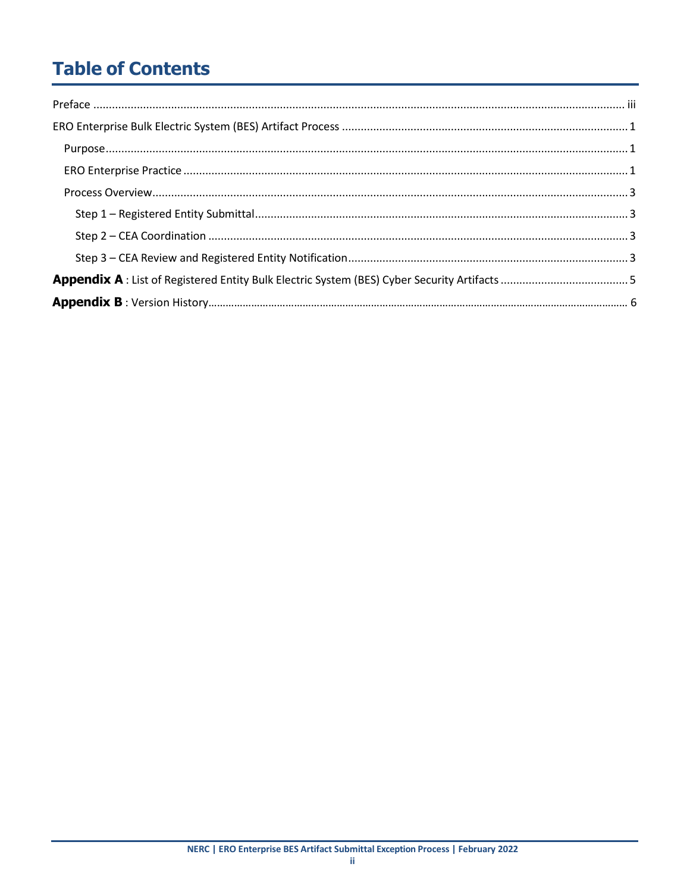# Table of Contents

Preface .......... iii

ERO Enterprise Bulk Electric System (BES) Artifact Process .......... 1

- Purpose .......... 1
- ERO Enterprise Practice .......... 1
- Process Overview .......... 3
  - Step 1 – Registered Entity Submittal .......... 3
  - Step 2 – CEA Coordination .......... 3
  - Step 3 – CEA Review and Registered Entity Notification .......... 3

**Appendix A** : List of Registered Entity Bulk Electric System (BES) Cyber Security Artifacts .......... 5

**Appendix B** : Version History .......... 6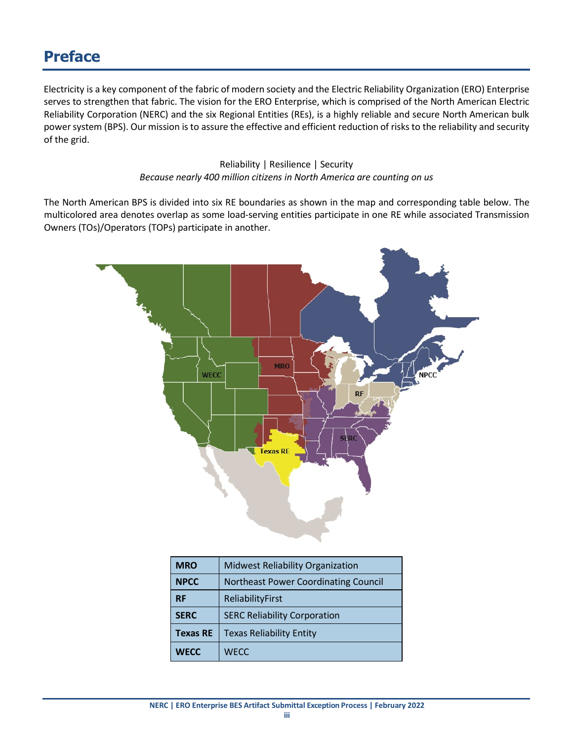# Preface

Electricity is a key component of the fabric of modern society and the Electric Reliability Organization (ERO) Enterprise serves to strengthen that fabric. The vision for the ERO Enterprise, which is comprised of the North American Electric Reliability Corporation (NERC) and the six Regional Entities (REs), is a highly reliable and secure North American bulk power system (BPS). Our mission is to assure the effective and efficient reduction of risks to the reliability and security of the grid.

Reliability | Resilience | Security
*Because nearly 400 million citizens in North America are counting on us*

The North American BPS is divided into six RE boundaries as shown in the map and corresponding table below. The multicolored area denotes overlap as some load-serving entities participate in one RE while associated Transmission Owners (TOs)/Operators (TOPs) participate in another.

| | |
|---|---|
| **MRO** | Midwest Reliability Organization |
| **NPCC** | Northeast Power Coordinating Council |
| **RF** | ReliabilityFirst |
| **SERC** | SERC Reliability Corporation |
| **Texas RE** | Texas Reliability Entity |
| **WECC** | WECC |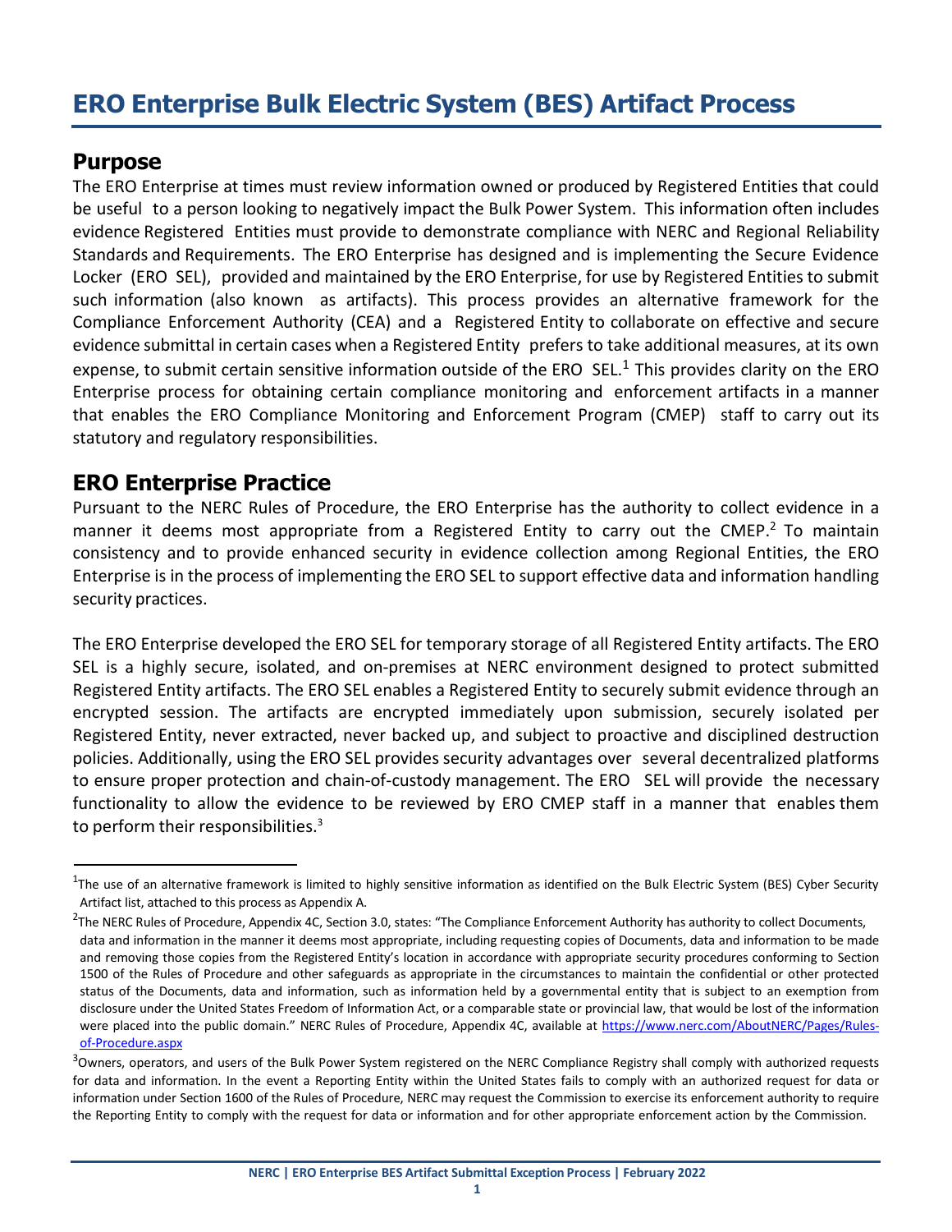# ERO Enterprise Bulk Electric System (BES) Artifact Process

## Purpose

The ERO Enterprise at times must review information owned or produced by Registered Entities that could be useful to a person looking to negatively impact the Bulk Power System. This information often includes evidence Registered Entities must provide to demonstrate compliance with NERC and Regional Reliability Standards and Requirements. The ERO Enterprise has designed and is implementing the Secure Evidence Locker (ERO SEL), provided and maintained by the ERO Enterprise, for use by Registered Entities to submit such information (also known as artifacts). This process provides an alternative framework for the Compliance Enforcement Authority (CEA) and a Registered Entity to collaborate on effective and secure evidence submittal in certain cases when a Registered Entity prefers to take additional measures, at its own expense, to submit certain sensitive information outside of the ERO SEL.[1] This provides clarity on the ERO Enterprise process for obtaining certain compliance monitoring and enforcement artifacts in a manner that enables the ERO Compliance Monitoring and Enforcement Program (CMEP) staff to carry out its statutory and regulatory responsibilities.

## ERO Enterprise Practice

Pursuant to the NERC Rules of Procedure, the ERO Enterprise has the authority to collect evidence in a manner it deems most appropriate from a Registered Entity to carry out the CMEP.[2] To maintain consistency and to provide enhanced security in evidence collection among Regional Entities, the ERO Enterprise is in the process of implementing the ERO SEL to support effective data and information handling security practices.

The ERO Enterprise developed the ERO SEL for temporary storage of all Registered Entity artifacts. The ERO SEL is a highly secure, isolated, and on-premises at NERC environment designed to protect submitted Registered Entity artifacts. The ERO SEL enables a Registered Entity to securely submit evidence through an encrypted session. The artifacts are encrypted immediately upon submission, securely isolated per Registered Entity, never extracted, never backed up, and subject to proactive and disciplined destruction policies. Additionally, using the ERO SEL provides security advantages over several decentralized platforms to ensure proper protection and chain-of-custody management. The ERO SEL will provide the necessary functionality to allow the evidence to be reviewed by ERO CMEP staff in a manner that enables them to perform their responsibilities.[3]

---

[1] The use of an alternative framework is limited to highly sensitive information as identified on the Bulk Electric System (BES) Cyber Security Artifact list, attached to this process as Appendix A.

[2] The NERC Rules of Procedure, Appendix 4C, Section 3.0, states: "The Compliance Enforcement Authority has authority to collect Documents, data and information in the manner it deems most appropriate, including requesting copies of Documents, data and information to be made and removing those copies from the Registered Entity's location in accordance with appropriate security procedures conforming to Section 1500 of the Rules of Procedure and other safeguards as appropriate in the circumstances to maintain the confidential or other protected status of the Documents, data and information, such as information held by a governmental entity that is subject to an exemption from disclosure under the United States Freedom of Information Act, or a comparable state or provincial law, that would be lost of the information were placed into the public domain." NERC Rules of Procedure, Appendix 4C, available at https://www.nerc.com/AboutNERC/Pages/Rules-of-Procedure.aspx

[3] Owners, operators, and users of the Bulk Power System registered on the NERC Compliance Registry shall comply with authorized requests for data and information. In the event a Reporting Entity within the United States fails to comply with an authorized request for data or information under Section 1600 of the Rules of Procedure, NERC may request the Commission to exercise its enforcement authority to require the Reporting Entity to comply with the request for data or information and for other appropriate enforcement action by the Commission.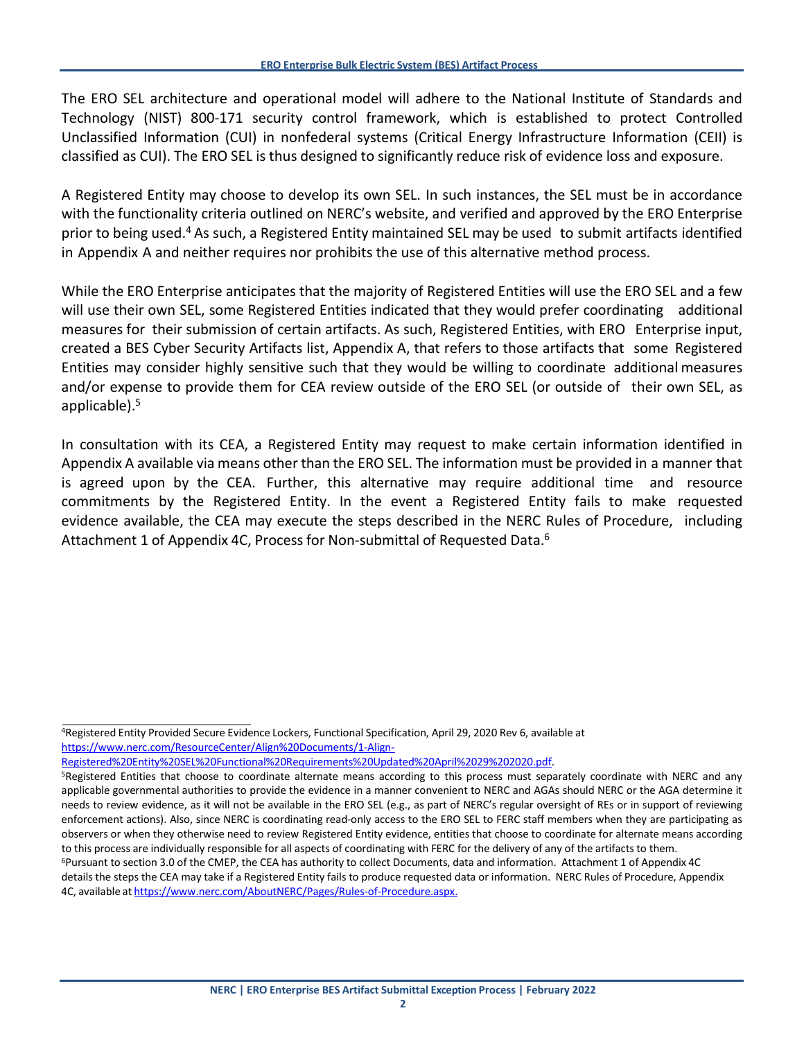The ERO SEL architecture and operational model will adhere to the National Institute of Standards and Technology (NIST) 800-171 security control framework, which is established to protect Controlled Unclassified Information (CUI) in nonfederal systems (Critical Energy Infrastructure Information (CEII) is classified as CUI). The ERO SEL is thus designed to significantly reduce risk of evidence loss and exposure.

A Registered Entity may choose to develop its own SEL. In such instances, the SEL must be in accordance with the functionality criteria outlined on NERC's website, and verified and approved by the ERO Enterprise prior to being used.[4] As such, a Registered Entity maintained SEL may be used to submit artifacts identified in Appendix A and neither requires nor prohibits the use of this alternative method process.

While the ERO Enterprise anticipates that the majority of Registered Entities will use the ERO SEL and a few will use their own SEL, some Registered Entities indicated that they would prefer coordinating additional measures for their submission of certain artifacts. As such, Registered Entities, with ERO Enterprise input, created a BES Cyber Security Artifacts list, Appendix A, that refers to those artifacts that some Registered Entities may consider highly sensitive such that they would be willing to coordinate additional measures and/or expense to provide them for CEA review outside of the ERO SEL (or outside of their own SEL, as applicable).[5]

In consultation with its CEA, a Registered Entity may request to make certain information identified in Appendix A available via means other than the ERO SEL. The information must be provided in a manner that is agreed upon by the CEA. Further, this alternative may require additional time and resource commitments by the Registered Entity. In the event a Registered Entity fails to make requested evidence available, the CEA may execute the steps described in the NERC Rules of Procedure, including Attachment 1 of Appendix 4C, Process for Non-submittal of Requested Data.[6]

---

[4] Registered Entity Provided Secure Evidence Lockers, Functional Specification, April 29, 2020 Rev 6, available at https://www.nerc.com/ResourceCenter/Align%20Documents/1-Align-Registered%20Entity%20SEL%20Functional%20Requirements%20Updated%20April%2029%202020.pdf.

[5] Registered Entities that choose to coordinate alternate means according to this process must separately coordinate with NERC and any applicable governmental authorities to provide the evidence in a manner convenient to NERC and AGAs should NERC or the AGA determine it needs to review evidence, as it will not be available in the ERO SEL (e.g., as part of NERC's regular oversight of REs or in support of reviewing enforcement actions). Also, since NERC is coordinating read-only access to the ERO SEL to FERC staff members when they are participating as observers or when they otherwise need to review Registered Entity evidence, entities that choose to coordinate for alternate means according to this process are individually responsible for all aspects of coordinating with FERC for the delivery of any of the artifacts to them.

[6] Pursuant to section 3.0 of the CMEP, the CEA has authority to collect Documents, data and information. Attachment 1 of Appendix 4C details the steps the CEA may take if a Registered Entity fails to produce requested data or information. NERC Rules of Procedure, Appendix 4C, available at https://www.nerc.com/AboutNERC/Pages/Rules-of-Procedure.aspx.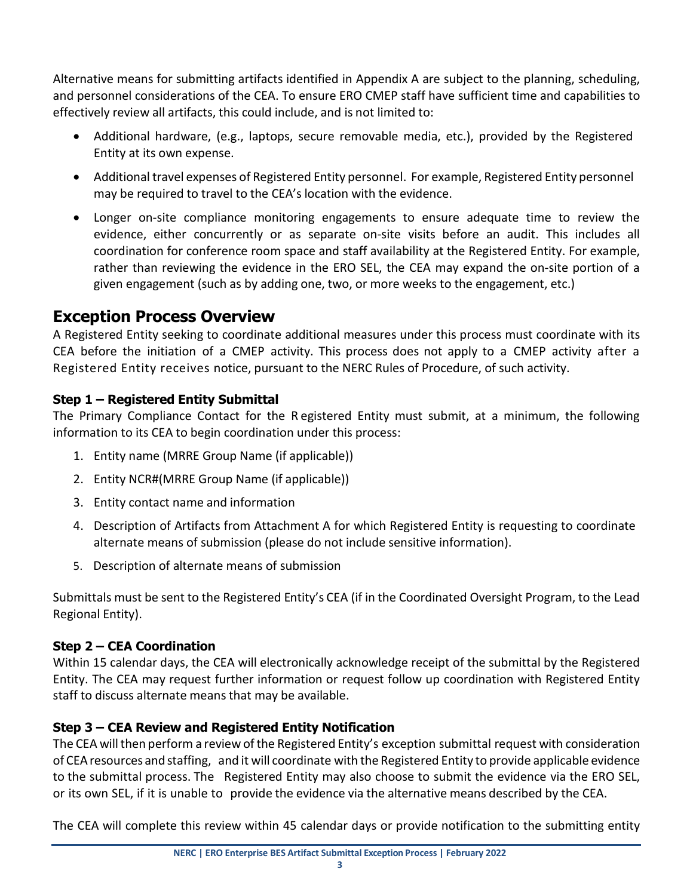Alternative means for submitting artifacts identified in Appendix A are subject to the planning, scheduling, and personnel considerations of the CEA. To ensure ERO CMEP staff have sufficient time and capabilities to effectively review all artifacts, this could include, and is not limited to:

- Additional hardware, (e.g., laptops, secure removable media, etc.), provided by the Registered Entity at its own expense.
- Additional travel expenses of Registered Entity personnel. For example, Registered Entity personnel may be required to travel to the CEA's location with the evidence.
- Longer on-site compliance monitoring engagements to ensure adequate time to review the evidence, either concurrently or as separate on-site visits before an audit. This includes all coordination for conference room space and staff availability at the Registered Entity. For example, rather than reviewing the evidence in the ERO SEL, the CEA may expand the on-site portion of a given engagement (such as by adding one, two, or more weeks to the engagement, etc.)

## Exception Process Overview

A Registered Entity seeking to coordinate additional measures under this process must coordinate with its CEA before the initiation of a CMEP activity. This process does not apply to a CMEP activity after a Registered Entity receives notice, pursuant to the NERC Rules of Procedure, of such activity.

### Step 1 – Registered Entity Submittal

The Primary Compliance Contact for the Registered Entity must submit, at a minimum, the following information to its CEA to begin coordination under this process:

1. Entity name (MRRE Group Name (if applicable))
2. Entity NCR#(MRRE Group Name (if applicable))
3. Entity contact name and information
4. Description of Artifacts from Attachment A for which Registered Entity is requesting to coordinate alternate means of submission (please do not include sensitive information).
5. Description of alternate means of submission

Submittals must be sent to the Registered Entity's CEA (if in the Coordinated Oversight Program, to the Lead Regional Entity).

### Step 2 – CEA Coordination

Within 15 calendar days, the CEA will electronically acknowledge receipt of the submittal by the Registered Entity. The CEA may request further information or request follow up coordination with Registered Entity staff to discuss alternate means that may be available.

### Step 3 – CEA Review and Registered Entity Notification

The CEA will then perform a review of the Registered Entity's exception submittal request with consideration of CEA resources and staffing, and it will coordinate with the Registered Entity to provide applicable evidence to the submittal process. The Registered Entity may also choose to submit the evidence via the ERO SEL, or its own SEL, if it is unable to provide the evidence via the alternative means described by the CEA.

The CEA will complete this review within 45 calendar days or provide notification to the submitting entity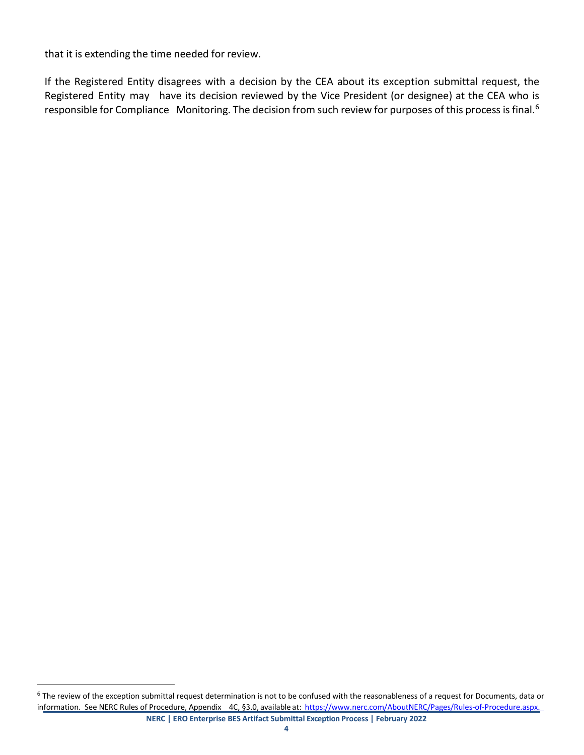that it is extending the time needed for review.

If the Registered Entity disagrees with a decision by the CEA about its exception submittal request, the Registered Entity may have its decision reviewed by the Vice President (or designee) at the CEA who is responsible for Compliance Monitoring. The decision from such review for purposes of this process is final.[6]

[6] The review of the exception submittal request determination is not to be confused with the reasonableness of a request for Documents, data or information. See NERC Rules of Procedure, Appendix 4C, §3.0, available at: https://www.nerc.com/AboutNERC/Pages/Rules-of-Procedure.aspx.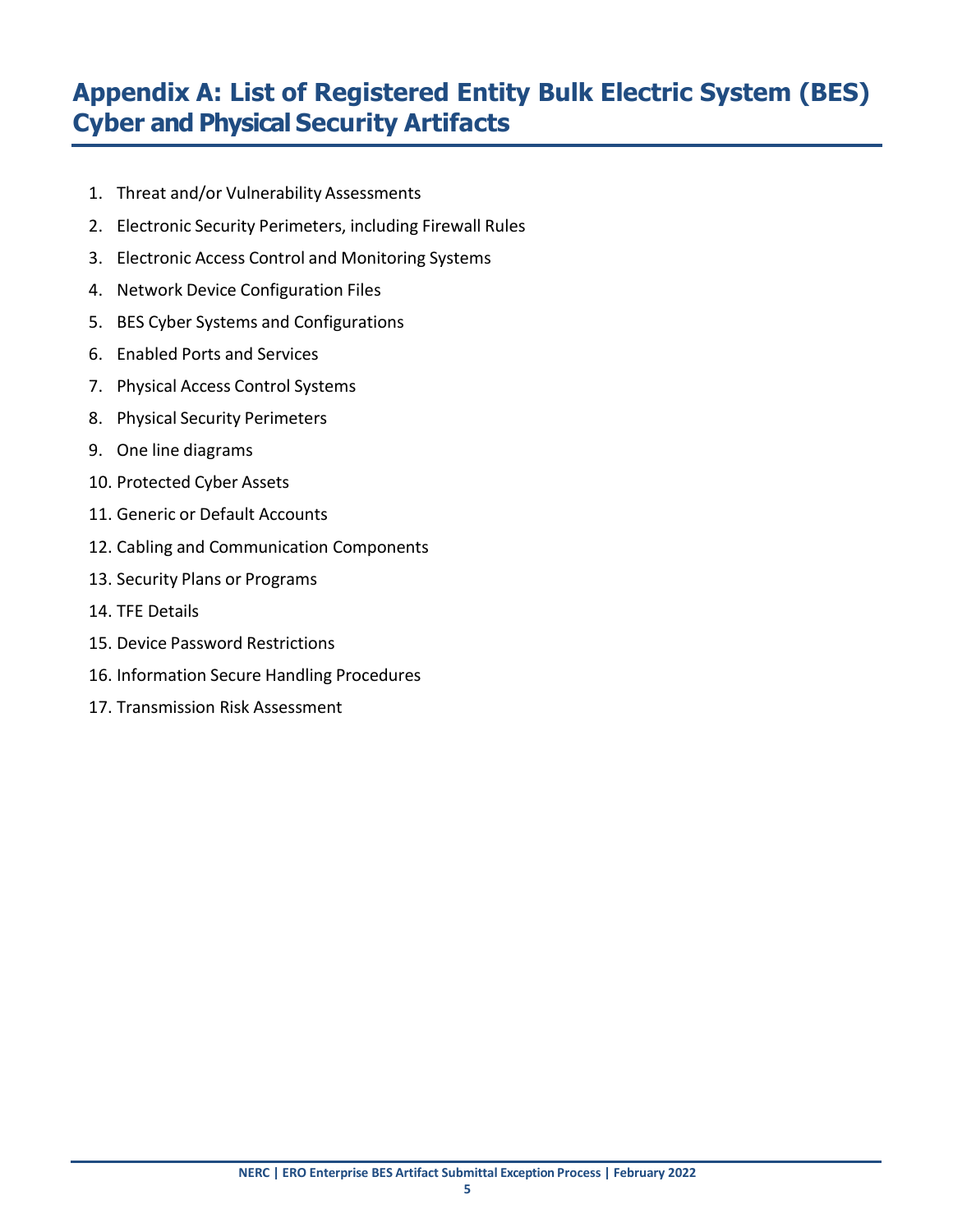# Appendix A: List of Registered Entity Bulk Electric System (BES) Cyber and Physical Security Artifacts

1. Threat and/or Vulnerability Assessments
2. Electronic Security Perimeters, including Firewall Rules
3. Electronic Access Control and Monitoring Systems
4. Network Device Configuration Files
5. BES Cyber Systems and Configurations
6. Enabled Ports and Services
7. Physical Access Control Systems
8. Physical Security Perimeters
9. One line diagrams
10. Protected Cyber Assets
11. Generic or Default Accounts
12. Cabling and Communication Components
13. Security Plans or Programs
14. TFE Details
15. Device Password Restrictions
16. Information Secure Handling Procedures
17. Transmission Risk Assessment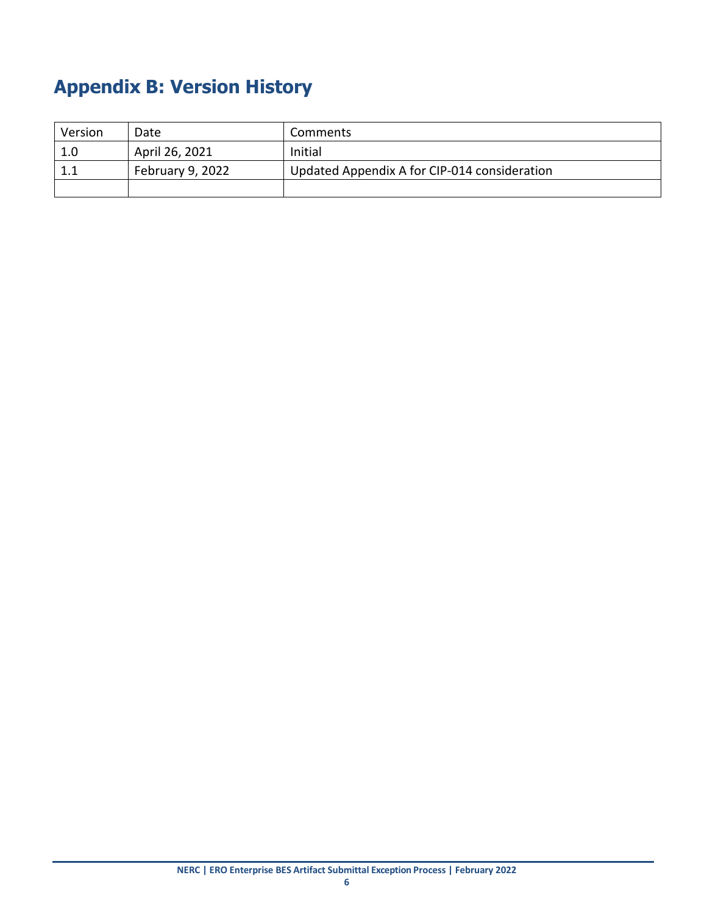# Appendix B: Version History

| Version | Date | Comments |
|---|---|---|
| 1.0 | April 26, 2021 | Initial |
| 1.1 | February 9, 2022 | Updated Appendix A for CIP-014 consideration |
| | | |